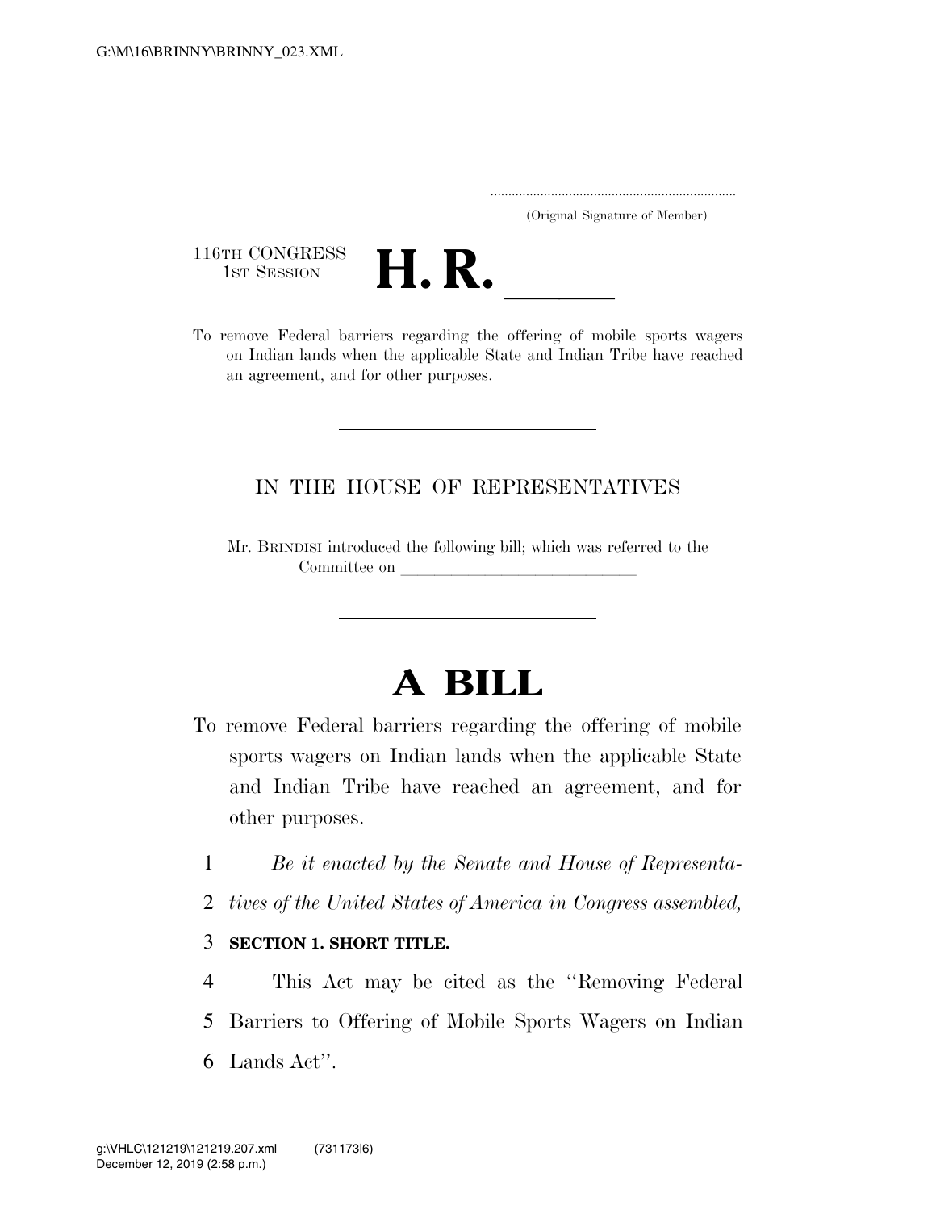(Original Signature of Member)

116TH CONGRESS
1ST SESSION

# H. R. ______

To remove Federal barriers regarding the offering of mobile sports wagers on Indian lands when the applicable State and Indian Tribe have reached an agreement, and for other purposes.

---

IN THE HOUSE OF REPRESENTATIVES

Mr. BRINDISI introduced the following bill; which was referred to the Committee on ______________________________

---

# A BILL

To remove Federal barriers regarding the offering of mobile sports wagers on Indian lands when the applicable State and Indian Tribe have reached an agreement, and for other purposes.

1 *Be it enacted by the Senate and House of Representa-*
2 *tives of the United States of America in Congress assembled,*

3 **SECTION 1. SHORT TITLE.**

4 This Act may be cited as the "Removing Federal
5 Barriers to Offering of Mobile Sports Wagers on Indian
6 Lands Act".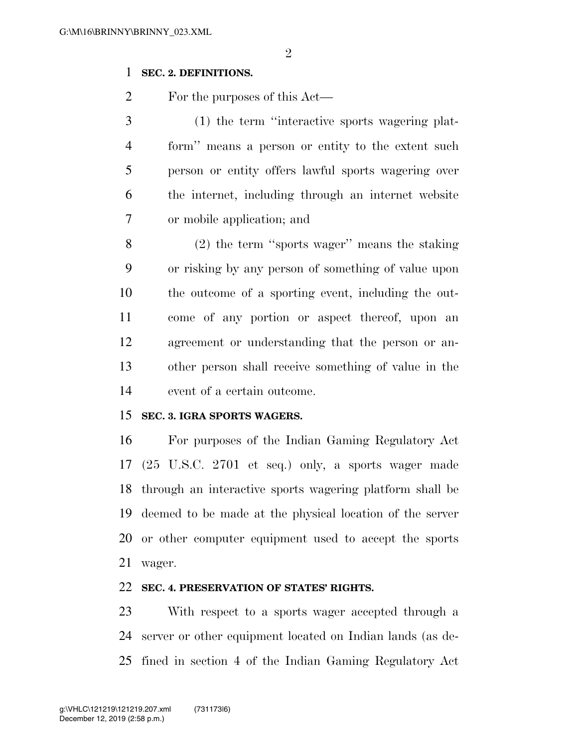**SEC. 2. DEFINITIONS.**

For the purposes of this Act—

(1) the term "interactive sports wagering platform" means a person or entity to the extent such person or entity offers lawful sports wagering over the internet, including through an internet website or mobile application; and

(2) the term "sports wager" means the staking or risking by any person of something of value upon the outcome of a sporting event, including the outcome of any portion or aspect thereof, upon an agreement or understanding that the person or another person shall receive something of value in the event of a certain outcome.

**SEC. 3. IGRA SPORTS WAGERS.**

For purposes of the Indian Gaming Regulatory Act (25 U.S.C. 2701 et seq.) only, a sports wager made through an interactive sports wagering platform shall be deemed to be made at the physical location of the server or other computer equipment used to accept the sports wager.

**SEC. 4. PRESERVATION OF STATES' RIGHTS.**

With respect to a sports wager accepted through a server or other equipment located on Indian lands (as defined in section 4 of the Indian Gaming Regulatory Act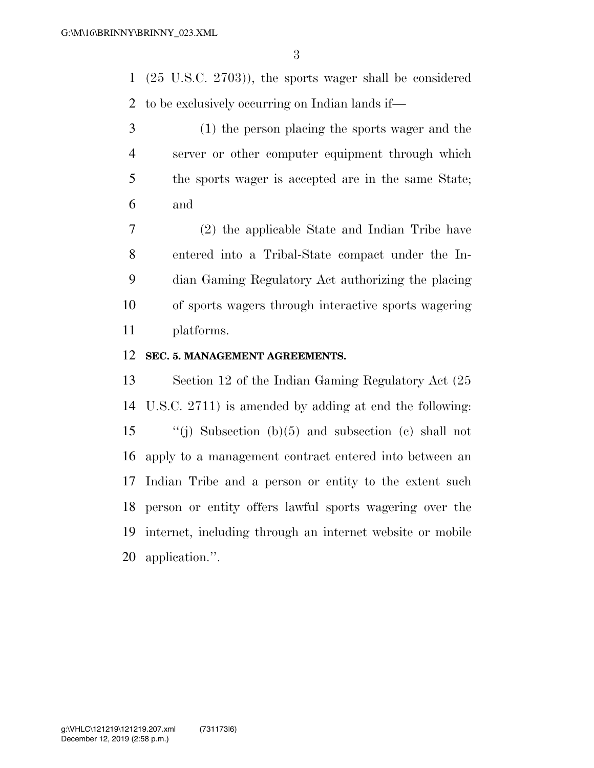(25 U.S.C. 2703)), the sports wager shall be considered to be exclusively occurring on Indian lands if—

(1) the person placing the sports wager and the server or other computer equipment through which the sports wager is accepted are in the same State; and

(2) the applicable State and Indian Tribe have entered into a Tribal-State compact under the Indian Gaming Regulatory Act authorizing the placing of sports wagers through interactive sports wagering platforms.

**SEC. 5. MANAGEMENT AGREEMENTS.**

Section 12 of the Indian Gaming Regulatory Act (25 U.S.C. 2711) is amended by adding at end the following:

"(j) Subsection (b)(5) and subsection (c) shall not apply to a management contract entered into between an Indian Tribe and a person or entity to the extent such person or entity offers lawful sports wagering over the internet, including through an internet website or mobile application.".